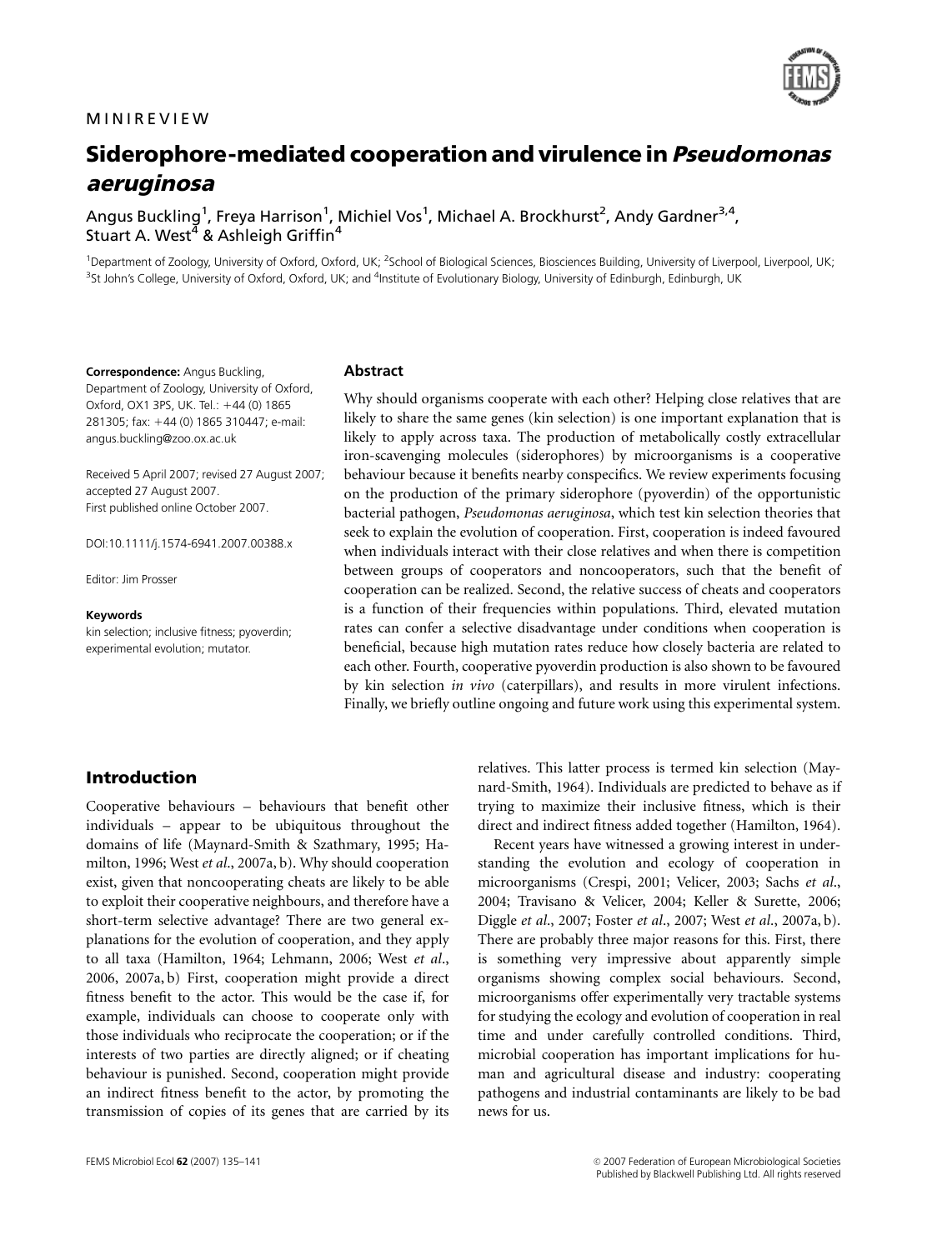MINIREVIEW

# Siderophore-mediated cooperation and virulence in *Pseudomonas aeruginosa*

Angus Buckling[1], Freya Harrison[1], Michiel Vos[1], Michael A. Brockhurst[2], Andy Gardner[3,4], Stuart A. West[4] & Ashleigh Griffin[4]

[1]Department of Zoology, University of Oxford, Oxford, UK; [2]School of Biological Sciences, Biosciences Building, University of Liverpool, Liverpool, UK; [3]St John's College, University of Oxford, Oxford, UK; and [4]Institute of Evolutionary Biology, University of Edinburgh, Edinburgh, UK

**Correspondence:** Angus Buckling, Department of Zoology, University of Oxford, Oxford, OX1 3PS, UK. Tel.: +44 (0) 1865 281305; fax: +44 (0) 1865 310447; e-mail: angus.buckling@zoo.ox.ac.uk

Received 5 April 2007; revised 27 August 2007; accepted 27 August 2007.
First published online October 2007.

DOI:10.1111/j.1574-6941.2007.00388.x

Editor: Jim Prosser

**Keywords**
kin selection; inclusive fitness; pyoverdin; experimental evolution; mutator.

## Abstract

Why should organisms cooperate with each other? Helping close relatives that are likely to share the same genes (kin selection) is one important explanation that is likely to apply across taxa. The production of metabolically costly extracellular iron-scavenging molecules (siderophores) by microorganisms is a cooperative behaviour because it benefits nearby conspecifics. We review experiments focusing on the production of the primary siderophore (pyoverdin) of the opportunistic bacterial pathogen, *Pseudomonas aeruginosa*, which test kin selection theories that seek to explain the evolution of cooperation. First, cooperation is indeed favoured when individuals interact with their close relatives and when there is competition between groups of cooperators and noncooperators, such that the benefit of cooperation can be realized. Second, the relative success of cheats and cooperators is a function of their frequencies within populations. Third, elevated mutation rates can confer a selective disadvantage under conditions when cooperation is beneficial, because high mutation rates reduce how closely bacteria are related to each other. Fourth, cooperative pyoverdin production is also shown to be favoured by kin selection *in vivo* (caterpillars), and results in more virulent infections. Finally, we briefly outline ongoing and future work using this experimental system.

## Introduction

Cooperative behaviours – behaviours that benefit other individuals – appear to be ubiquitous throughout the domains of life (Maynard-Smith & Szathmary, 1995; Hamilton, 1996; West *et al.*, 2007a, b). Why should cooperation exist, given that noncooperating cheats are likely to be able to exploit their cooperative neighbours, and therefore have a short-term selective advantage? There are two general explanations for the evolution of cooperation, and they apply to all taxa (Hamilton, 1964; Lehmann, 2006; West *et al.*, 2006, 2007a, b) First, cooperation might provide a direct fitness benefit to the actor. This would be the case if, for example, individuals can choose to cooperate only with those individuals who reciprocate the cooperation; or if the interests of two parties are directly aligned; or if cheating behaviour is punished. Second, cooperation might provide an indirect fitness benefit to the actor, by promoting the transmission of copies of its genes that are carried by its relatives. This latter process is termed kin selection (Maynard-Smith, 1964). Individuals are predicted to behave as if trying to maximize their inclusive fitness, which is their direct and indirect fitness added together (Hamilton, 1964).

Recent years have witnessed a growing interest in understanding the evolution and ecology of cooperation in microorganisms (Crespi, 2001; Velicer, 2003; Sachs *et al.*, 2004; Travisano & Velicer, 2004; Keller & Surette, 2006; Diggle *et al.*, 2007; Foster *et al.*, 2007; West *et al.*, 2007a, b). There are probably three major reasons for this. First, there is something very impressive about apparently simple organisms showing complex social behaviours. Second, microorganisms offer experimentally very tractable systems for studying the ecology and evolution of cooperation in real time and under carefully controlled conditions. Third, microbial cooperation has important implications for human and agricultural disease and industry: cooperating pathogens and industrial contaminants are likely to be bad news for us.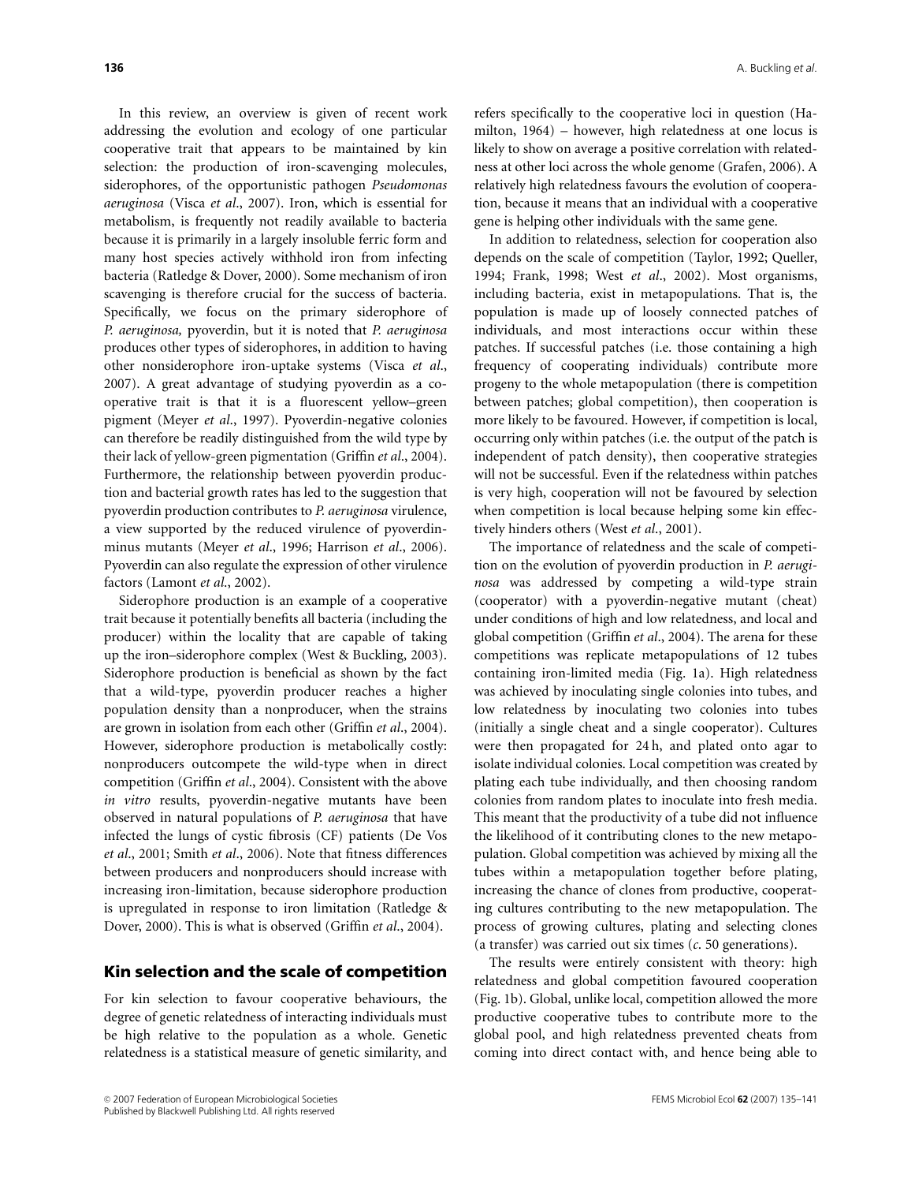In this review, an overview is given of recent work addressing the evolution and ecology of one particular cooperative trait that appears to be maintained by kin selection: the production of iron-scavenging molecules, siderophores, of the opportunistic pathogen *Pseudomonas aeruginosa* (Visca *et al*., 2007). Iron, which is essential for metabolism, is frequently not readily available to bacteria because it is primarily in a largely insoluble ferric form and many host species actively withhold iron from infecting bacteria (Ratledge & Dover, 2000). Some mechanism of iron scavenging is therefore crucial for the success of bacteria. Specifically, we focus on the primary siderophore of *P. aeruginosa,* pyoverdin, but it is noted that *P. aeruginosa* produces other types of siderophores, in addition to having other nonsiderophore iron-uptake systems (Visca *et al*., 2007). A great advantage of studying pyoverdin as a cooperative trait is that it is a fluorescent yellow–green pigment (Meyer *et al*., 1997). Pyoverdin-negative colonies can therefore be readily distinguished from the wild type by their lack of yellow-green pigmentation (Griffin *et al*., 2004). Furthermore, the relationship between pyoverdin production and bacterial growth rates has led to the suggestion that pyoverdin production contributes to *P. aeruginosa* virulence, a view supported by the reduced virulence of pyoverdin-minus mutants (Meyer *et al*., 1996; Harrison *et al*., 2006). Pyoverdin can also regulate the expression of other virulence factors (Lamont *et al*., 2002).

Siderophore production is an example of a cooperative trait because it potentially benefits all bacteria (including the producer) within the locality that are capable of taking up the iron–siderophore complex (West & Buckling, 2003). Siderophore production is beneficial as shown by the fact that a wild-type, pyoverdin producer reaches a higher population density than a nonproducer, when the strains are grown in isolation from each other (Griffin *et al*., 2004). However, siderophore production is metabolically costly: nonproducers outcompete the wild-type when in direct competition (Griffin *et al*., 2004). Consistent with the above *in vitro* results, pyoverdin-negative mutants have been observed in natural populations of *P. aeruginosa* that have infected the lungs of cystic fibrosis (CF) patients (De Vos *et al*., 2001; Smith *et al*., 2006). Note that fitness differences between producers and nonproducers should increase with increasing iron-limitation, because siderophore production is upregulated in response to iron limitation (Ratledge & Dover, 2000). This is what is observed (Griffin *et al*., 2004).

## Kin selection and the scale of competition

For kin selection to favour cooperative behaviours, the degree of genetic relatedness of interacting individuals must be high relative to the population as a whole. Genetic relatedness is a statistical measure of genetic similarity, and refers specifically to the cooperative loci in question (Hamilton, 1964) – however, high relatedness at one locus is likely to show on average a positive correlation with relatedness at other loci across the whole genome (Grafen, 2006). A relatively high relatedness favours the evolution of cooperation, because it means that an individual with a cooperative gene is helping other individuals with the same gene.

In addition to relatedness, selection for cooperation also depends on the scale of competition (Taylor, 1992; Queller, 1994; Frank, 1998; West *et al*., 2002). Most organisms, including bacteria, exist in metapopulations. That is, the population is made up of loosely connected patches of individuals, and most interactions occur within these patches. If successful patches (i.e. those containing a high frequency of cooperating individuals) contribute more progeny to the whole metapopulation (there is competition between patches; global competition), then cooperation is more likely to be favoured. However, if competition is local, occurring only within patches (i.e. the output of the patch is independent of patch density), then cooperative strategies will not be successful. Even if the relatedness within patches is very high, cooperation will not be favoured by selection when competition is local because helping some kin effectively hinders others (West *et al*., 2001).

The importance of relatedness and the scale of competition on the evolution of pyoverdin production in *P. aeruginosa* was addressed by competing a wild-type strain (cooperator) with a pyoverdin-negative mutant (cheat) under conditions of high and low relatedness, and local and global competition (Griffin *et al*., 2004). The arena for these competitions was replicate metapopulations of 12 tubes containing iron-limited media (Fig. 1a). High relatedness was achieved by inoculating single colonies into tubes, and low relatedness by inoculating two colonies into tubes (initially a single cheat and a single cooperator). Cultures were then propagated for 24 h, and plated onto agar to isolate individual colonies. Local competition was created by plating each tube individually, and then choosing random colonies from random plates to inoculate into fresh media. This meant that the productivity of a tube did not influence the likelihood of it contributing clones to the new metapopulation. Global competition was achieved by mixing all the tubes within a metapopulation together before plating, increasing the chance of clones from productive, cooperating cultures contributing to the new metapopulation. The process of growing cultures, plating and selecting clones (a transfer) was carried out six times (*c*. 50 generations).

The results were entirely consistent with theory: high relatedness and global competition favoured cooperation (Fig. 1b). Global, unlike local, competition allowed the more productive cooperative tubes to contribute more to the global pool, and high relatedness prevented cheats from coming into direct contact with, and hence being able to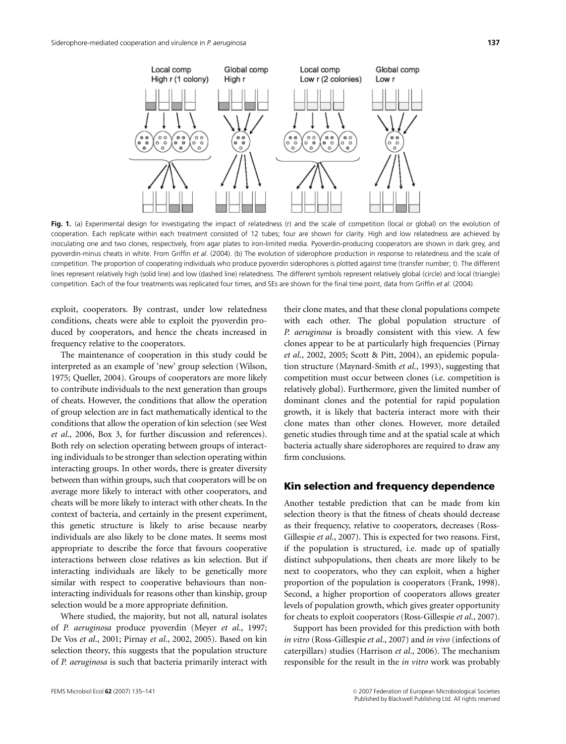Local comp
High r (1 colony)

Global comp
High r

Local comp
Low r (2 colonies)

Global comp
Low r

**Fig. 1.** (a) Experimental design for investigating the impact of relatedness (r) and the scale of competition (local or global) on the evolution of cooperation. Each replicate within each treatment consisted of 12 tubes; four are shown for clarity. High and low relatedness are achieved by inoculating one and two clones, respectively, from agar plates to iron-limited media. Pyoverdin-producing cooperators are shown in dark grey, and pyoverdin-minus cheats in white. From Griffin *et al*. (2004). (b) The evolution of siderophore production in response to relatedness and the scale of competition. The proportion of cooperating individuals who produce pyoverdin siderophores is plotted against time (transfer number; t). The different lines represent relatively high (solid line) and low (dashed line) relatedness. The different symbols represent relatively global (circle) and local (triangle) competition. Each of the four treatments was replicated four times, and SEs are shown for the final time point, data from Griffin *et al*. (2004).

exploit, cooperators. By contrast, under low relatedness conditions, cheats were able to exploit the pyoverdin produced by cooperators, and hence the cheats increased in frequency relative to the cooperators.

The maintenance of cooperation in this study could be interpreted as an example of 'new' group selection (Wilson, 1975; Queller, 2004). Groups of cooperators are more likely to contribute individuals to the next generation than groups of cheats. However, the conditions that allow the operation of group selection are in fact mathematically identical to the conditions that allow the operation of kin selection (see West *et al*., 2006, Box 3, for further discussion and references). Both rely on selection operating between groups of interacting individuals to be stronger than selection operating within interacting groups. In other words, there is greater diversity between than within groups, such that cooperators will be on average more likely to interact with other cooperators, and cheats will be more likely to interact with other cheats. In the context of bacteria, and certainly in the present experiment, this genetic structure is likely to arise because nearby individuals are also likely to be clone mates. It seems most appropriate to describe the force that favours cooperative interactions between close relatives as kin selection. But if interacting individuals are likely to be genetically more similar with respect to cooperative behaviours than non-interacting individuals for reasons other than kinship, group selection would be a more appropriate definition.

Where studied, the majority, but not all, natural isolates of *P. aeruginosa* produce pyoverdin (Meyer *et al*., 1997; De Vos *et al*., 2001; Pirnay *et al*., 2002, 2005). Based on kin selection theory, this suggests that the population structure of *P. aeruginosa* is such that bacteria primarily interact with their clone mates, and that these clonal populations compete with each other. The global population structure of *P. aeruginosa* is broadly consistent with this view. A few clones appear to be at particularly high frequencies (Pirnay *et al*., 2002, 2005; Scott & Pitt, 2004), an epidemic population structure (Maynard-Smith *et al*., 1993), suggesting that competition must occur between clones (i.e. competition is relatively global). Furthermore, given the limited number of dominant clones and the potential for rapid population growth, it is likely that bacteria interact more with their clone mates than other clones. However, more detailed genetic studies through time and at the spatial scale at which bacteria actually share siderophores are required to draw any firm conclusions.

## Kin selection and frequency dependence

Another testable prediction that can be made from kin selection theory is that the fitness of cheats should decrease as their frequency, relative to cooperators, decreases (Ross-Gillespie *et al*., 2007). This is expected for two reasons. First, if the population is structured, i.e. made up of spatially distinct subpopulations, then cheats are more likely to be next to cooperators, who they can exploit, when a higher proportion of the population is cooperators (Frank, 1998). Second, a higher proportion of cooperators allows greater levels of population growth, which gives greater opportunity for cheats to exploit cooperators (Ross-Gillespie *et al*., 2007).

Support has been provided for this prediction with both *in vitro* (Ross-Gillespie *et al*., 2007) and *in vivo* (infections of caterpillars) studies (Harrison *et al*., 2006). The mechanism responsible for the result in the *in vitro* work was probably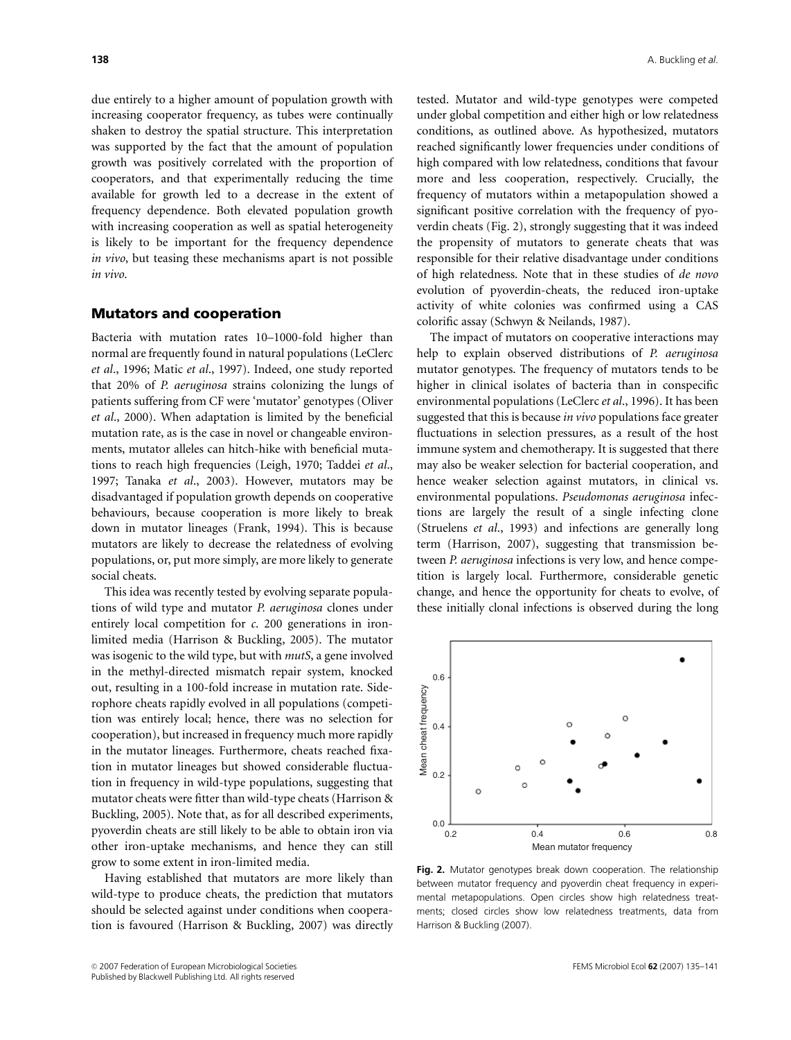due entirely to a higher amount of population growth with increasing cooperator frequency, as tubes were continually shaken to destroy the spatial structure. This interpretation was supported by the fact that the amount of population growth was positively correlated with the proportion of cooperators, and that experimentally reducing the time available for growth led to a decrease in the extent of frequency dependence. Both elevated population growth with increasing cooperation as well as spatial heterogeneity is likely to be important for the frequency dependence *in vivo*, but teasing these mechanisms apart is not possible *in vivo*.

## Mutators and cooperation

Bacteria with mutation rates 10–1000-fold higher than normal are frequently found in natural populations (LeClerc *et al*., 1996; Matic *et al*., 1997). Indeed, one study reported that 20% of *P. aeruginosa* strains colonizing the lungs of patients suffering from CF were 'mutator' genotypes (Oliver *et al*., 2000). When adaptation is limited by the beneficial mutation rate, as is the case in novel or changeable environments, mutator alleles can hitch-hike with beneficial mutations to reach high frequencies (Leigh, 1970; Taddei *et al*., 1997; Tanaka *et al*., 2003). However, mutators may be disadvantaged if population growth depends on cooperative behaviours, because cooperation is more likely to break down in mutator lineages (Frank, 1994). This is because mutators are likely to decrease the relatedness of evolving populations, or, put more simply, are more likely to generate social cheats.

This idea was recently tested by evolving separate populations of wild type and mutator *P. aeruginosa* clones under entirely local competition for *c*. 200 generations in iron-limited media (Harrison & Buckling, 2005). The mutator was isogenic to the wild type, but with *mutS*, a gene involved in the methyl-directed mismatch repair system, knocked out, resulting in a 100-fold increase in mutation rate. Siderophore cheats rapidly evolved in all populations (competition was entirely local; hence, there was no selection for cooperation), but increased in frequency much more rapidly in the mutator lineages. Furthermore, cheats reached fixation in mutator lineages but showed considerable fluctuation in frequency in wild-type populations, suggesting that mutator cheats were fitter than wild-type cheats (Harrison & Buckling, 2005). Note that, as for all described experiments, pyoverdin cheats are still likely to be able to obtain iron via other iron-uptake mechanisms, and hence they can still grow to some extent in iron-limited media.

Having established that mutators are more likely than wild-type to produce cheats, the prediction that mutators should be selected against under conditions when cooperation is favoured (Harrison & Buckling, 2007) was directly tested. Mutator and wild-type genotypes were competed under global competition and either high or low relatedness conditions, as outlined above. As hypothesized, mutators reached significantly lower frequencies under conditions of high compared with low relatedness, conditions that favour more and less cooperation, respectively. Crucially, the frequency of mutators within a metapopulation showed a significant positive correlation with the frequency of pyoverdin cheats (Fig. 2), strongly suggesting that it was indeed the propensity of mutators to generate cheats that was responsible for their relative disadvantage under conditions of high relatedness. Note that in these studies of *de novo* evolution of pyoverdin-cheats, the reduced iron-uptake activity of white colonies was confirmed using a CAS colorific assay (Schwyn & Neilands, 1987).

The impact of mutators on cooperative interactions may help to explain observed distributions of *P. aeruginosa* mutator genotypes. The frequency of mutators tends to be higher in clinical isolates of bacteria than in conspecific environmental populations (LeClerc *et al*., 1996). It has been suggested that this is because *in vivo* populations face greater fluctuations in selection pressures, as a result of the host immune system and chemotherapy. It is suggested that there may also be weaker selection for bacterial cooperation, and hence weaker selection against mutators, in clinical vs. environmental populations. *Pseudomonas aeruginosa* infections are largely the result of a single infecting clone (Struelens *et al*., 1993) and infections are generally long term (Harrison, 2007), suggesting that transmission between *P. aeruginosa* infections is very low, and hence competition is largely local. Furthermore, considerable genetic change, and hence the opportunity for cheats to evolve, of these initially clonal infections is observed during the long

Mean cheat frequency
0.0
0.2
0.4
0.6
0.2
0.4
0.6
0.8
Mean mutator frequency

**Fig. 2.** Mutator genotypes break down cooperation. The relationship between mutator frequency and pyoverdin cheat frequency in experimental metapopulations. Open circles show high relatedness treatments; closed circles show low relatedness treatments, data from Harrison & Buckling (2007).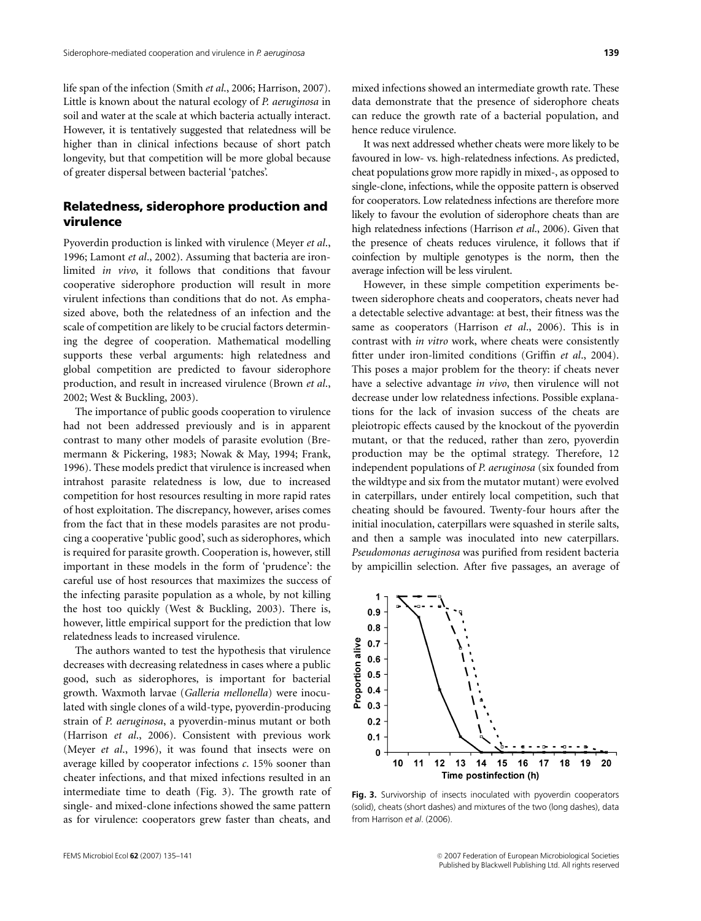life span of the infection (Smith *et al*., 2006; Harrison, 2007). Little is known about the natural ecology of *P. aeruginosa* in soil and water at the scale at which bacteria actually interact. However, it is tentatively suggested that relatedness will be higher than in clinical infections because of short patch longevity, but that competition will be more global because of greater dispersal between bacterial 'patches'.

## Relatedness, siderophore production and virulence

Pyoverdin production is linked with virulence (Meyer *et al*., 1996; Lamont *et al*., 2002). Assuming that bacteria are iron-limited *in vivo*, it follows that conditions that favour cooperative siderophore production will result in more virulent infections than conditions that do not. As emphasized above, both the relatedness of an infection and the scale of competition are likely to be crucial factors determining the degree of cooperation. Mathematical modelling supports these verbal arguments: high relatedness and global competition are predicted to favour siderophore production, and result in increased virulence (Brown *et al*., 2002; West & Buckling, 2003).

The importance of public goods cooperation to virulence had not been addressed previously and is in apparent contrast to many other models of parasite evolution (Bremermann & Pickering, 1983; Nowak & May, 1994; Frank, 1996). These models predict that virulence is increased when intrahost parasite relatedness is low, due to increased competition for host resources resulting in more rapid rates of host exploitation. The discrepancy, however, arises comes from the fact that in these models parasites are not producing a cooperative 'public good', such as siderophores, which is required for parasite growth. Cooperation is, however, still important in these models in the form of 'prudence': the careful use of host resources that maximizes the success of the infecting parasite population as a whole, by not killing the host too quickly (West & Buckling, 2003). There is, however, little empirical support for the prediction that low relatedness leads to increased virulence.

The authors wanted to test the hypothesis that virulence decreases with decreasing relatedness in cases where a public good, such as siderophores, is important for bacterial growth. Waxmoth larvae (*Galleria mellonella*) were inoculated with single clones of a wild-type, pyoverdin-producing strain of *P. aeruginosa*, a pyoverdin-minus mutant or both (Harrison *et al*., 2006). Consistent with previous work (Meyer *et al*., 1996), it was found that insects were on average killed by cooperator infections *c*. 15% sooner than cheater infections, and that mixed infections resulted in an intermediate time to death (Fig. 3). The growth rate of single- and mixed-clone infections showed the same pattern as for virulence: cooperators grew faster than cheats, and mixed infections showed an intermediate growth rate. These data demonstrate that the presence of siderophore cheats can reduce the growth rate of a bacterial population, and hence reduce virulence.

It was next addressed whether cheats were more likely to be favoured in low- vs. high-relatedness infections. As predicted, cheat populations grow more rapidly in mixed-, as opposed to single-clone, infections, while the opposite pattern is observed for cooperators. Low relatedness infections are therefore more likely to favour the evolution of siderophore cheats than are high relatedness infections (Harrison *et al*., 2006). Given that the presence of cheats reduces virulence, it follows that if coinfection by multiple genotypes is the norm, then the average infection will be less virulent.

However, in these simple competition experiments between siderophore cheats and cooperators, cheats never had a detectable selective advantage: at best, their fitness was the same as cooperators (Harrison *et al*., 2006). This is in contrast with *in vitro* work, where cheats were consistently fitter under iron-limited conditions (Griffin *et al*., 2004). This poses a major problem for the theory: if cheats never have a selective advantage *in vivo*, then virulence will not decrease under low relatedness infections. Possible explanations for the lack of invasion success of the cheats are pleiotropic effects caused by the knockout of the pyoverdin mutant, or that the reduced, rather than zero, pyoverdin production may be the optimal strategy. Therefore, 12 independent populations of *P. aeruginosa* (six founded from the wildtype and six from the mutator mutant) were evolved in caterpillars, under entirely local competition, such that cheating should be favoured. Twenty-four hours after the initial inoculation, caterpillars were squashed in sterile salts, and then a sample was inoculated into new caterpillars. *Pseudomonas aeruginosa* was purified from resident bacteria by ampicillin selection. After five passages, an average of

**Fig. 3.** Survivorship of insects inoculated with pyoverdin cooperators (solid), cheats (short dashes) and mixtures of the two (long dashes), data from Harrison *et al*. (2006).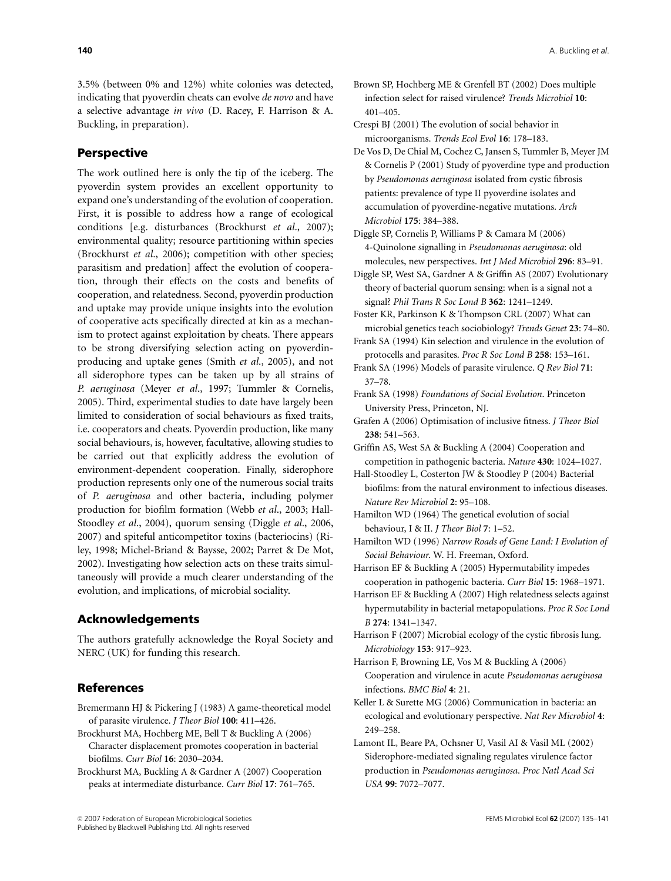3.5% (between 0% and 12%) white colonies was detected, indicating that pyoverdin cheats can evolve *de novo* and have a selective advantage *in vivo* (D. Racey, F. Harrison & A. Buckling, in preparation).

## Perspective

The work outlined here is only the tip of the iceberg. The pyoverdin system provides an excellent opportunity to expand one's understanding of the evolution of cooperation. First, it is possible to address how a range of ecological conditions [e.g. disturbances (Brockhurst *et al*., 2007); environmental quality; resource partitioning within species (Brockhurst *et al*., 2006); competition with other species; parasitism and predation] affect the evolution of cooperation, through their effects on the costs and benefits of cooperation, and relatedness. Second, pyoverdin production and uptake may provide unique insights into the evolution of cooperative acts specifically directed at kin as a mechanism to protect against exploitation by cheats. There appears to be strong diversifying selection acting on pyoverdin-producing and uptake genes (Smith *et al*., 2005), and not all siderophore types can be taken up by all strains of *P. aeruginosa* (Meyer *et al*., 1997; Tummler & Cornelis, 2005). Third, experimental studies to date have largely been limited to consideration of social behaviours as fixed traits, i.e. cooperators and cheats. Pyoverdin production, like many social behaviours, is, however, facultative, allowing studies to be carried out that explicitly address the evolution of environment-dependent cooperation. Finally, siderophore production represents only one of the numerous social traits of *P. aeruginosa* and other bacteria, including polymer production for biofilm formation (Webb *et al*., 2003; Hall-Stoodley *et al*., 2004), quorum sensing (Diggle *et al*., 2006, 2007) and spiteful anticompetitor toxins (bacteriocins) (Riley, 1998; Michel-Briand & Baysse, 2002; Parret & De Mot, 2002). Investigating how selection acts on these traits simultaneously will provide a much clearer understanding of the evolution, and implications, of microbial sociality.

## Acknowledgements

The authors gratefully acknowledge the Royal Society and NERC (UK) for funding this research.

## References

Bremermann HJ & Pickering J (1983) A game-theoretical model of parasite virulence. *J Theor Biol* **100**: 411–426.

Brockhurst MA, Hochberg ME, Bell T & Buckling A (2006) Character displacement promotes cooperation in bacterial biofilms. *Curr Biol* **16**: 2030–2034.

Brockhurst MA, Buckling A & Gardner A (2007) Cooperation peaks at intermediate disturbance. *Curr Biol* **17**: 761–765.

Brown SP, Hochberg ME & Grenfell BT (2002) Does multiple infection select for raised virulence? *Trends Microbiol* **10**: 401–405.

Crespi BJ (2001) The evolution of social behavior in microorganisms. *Trends Ecol Evol* **16**: 178–183.

De Vos D, De Chial M, Cochez C, Jansen S, Tummler B, Meyer JM & Cornelis P (2001) Study of pyoverdine type and production by *Pseudomonas aeruginosa* isolated from cystic fibrosis patients: prevalence of type II pyoverdine isolates and accumulation of pyoverdine-negative mutations. *Arch Microbiol* **175**: 384–388.

Diggle SP, Cornelis P, Williams P & Camara M (2006) 4-Quinolone signalling in *Pseudomonas aeruginosa*: old molecules, new perspectives. *Int J Med Microbiol* **296**: 83–91.

Diggle SP, West SA, Gardner A & Griffin AS (2007) Evolutionary theory of bacterial quorum sensing: when is a signal not a signal? *Phil Trans R Soc Lond B* **362**: 1241–1249.

Foster KR, Parkinson K & Thompson CRL (2007) What can microbial genetics teach sociobiology? *Trends Genet* **23**: 74–80.

Frank SA (1994) Kin selection and virulence in the evolution of protocells and parasites. *Proc R Soc Lond B* **258**: 153–161.

Frank SA (1996) Models of parasite virulence. *Q Rev Biol* **71**: 37–78.

Frank SA (1998) *Foundations of Social Evolution*. Princeton University Press, Princeton, NJ.

Grafen A (2006) Optimisation of inclusive fitness. *J Theor Biol* **238**: 541–563.

Griffin AS, West SA & Buckling A (2004) Cooperation and competition in pathogenic bacteria. *Nature* **430**: 1024–1027.

Hall-Stoodley L, Costerton JW & Stoodley P (2004) Bacterial biofilms: from the natural environment to infectious diseases. *Nature Rev Microbiol* **2**: 95–108.

Hamilton WD (1964) The genetical evolution of social behaviour, I & II. *J Theor Biol* **7**: 1–52.

Hamilton WD (1996) *Narrow Roads of Gene Land: I Evolution of Social Behaviour*. W. H. Freeman, Oxford.

Harrison EF & Buckling A (2005) Hypermutability impedes cooperation in pathogenic bacteria. *Curr Biol* **15**: 1968–1971.

Harrison EF & Buckling A (2007) High relatedness selects against hypermutability in bacterial metapopulations. *Proc R Soc Lond B* **274**: 1341–1347.

Harrison F (2007) Microbial ecology of the cystic fibrosis lung. *Microbiology* **153**: 917–923.

Harrison F, Browning LE, Vos M & Buckling A (2006) Cooperation and virulence in acute *Pseudomonas aeruginosa* infections. *BMC Biol* **4**: 21.

Keller L & Surette MG (2006) Communication in bacteria: an ecological and evolutionary perspective. *Nat Rev Microbiol* **4**: 249–258.

Lamont IL, Beare PA, Ochsner U, Vasil AI & Vasil ML (2002) Siderophore-mediated signaling regulates virulence factor production in *Pseudomonas aeruginosa*. *Proc Natl Acad Sci USA* **99**: 7072–7077.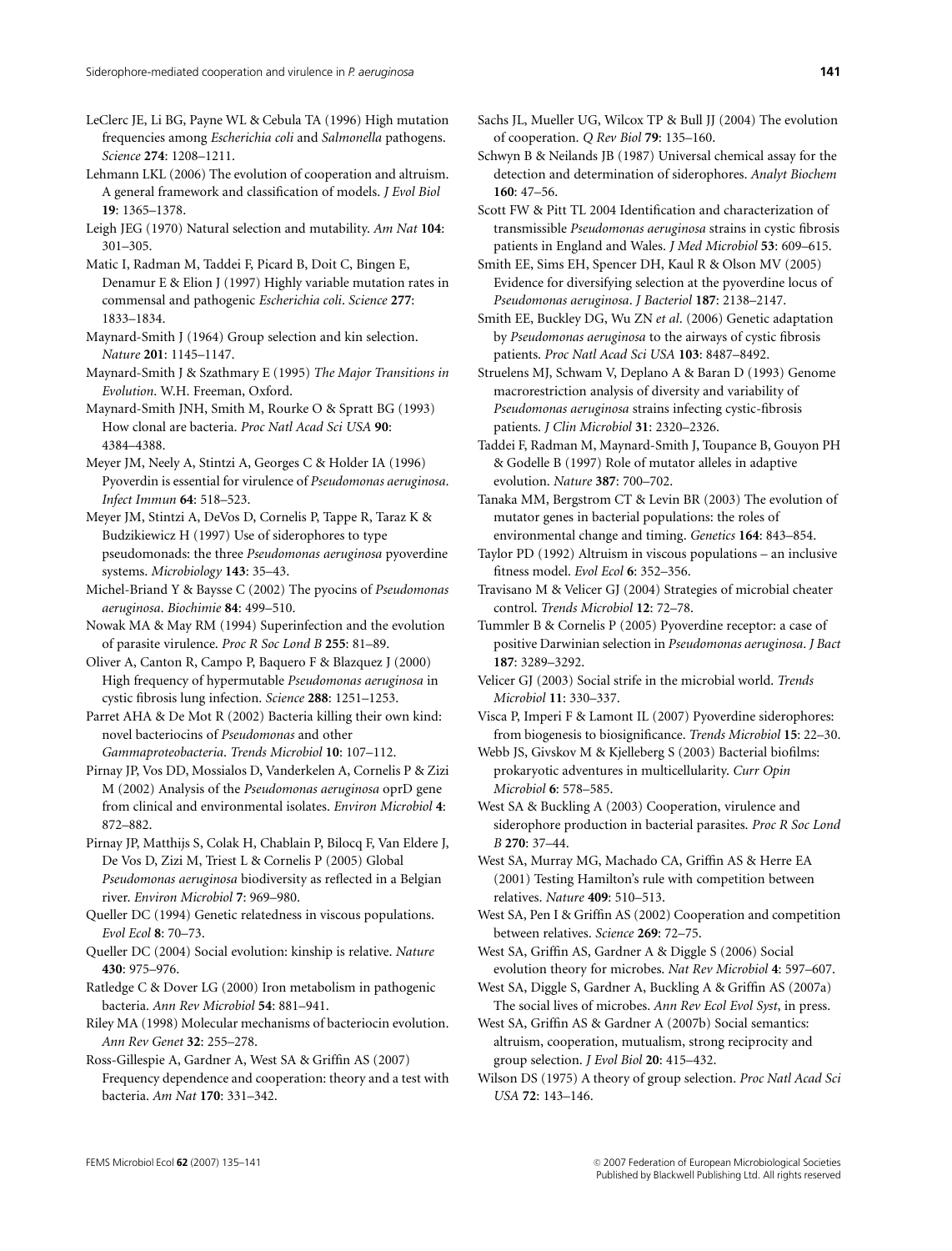LeClerc JE, Li BG, Payne WL & Cebula TA (1996) High mutation frequencies among *Escherichia coli* and *Salmonella* pathogens. *Science* **274**: 1208–1211.

Lehmann LKL (2006) The evolution of cooperation and altruism. A general framework and classification of models. *J Evol Biol* **19**: 1365–1378.

Leigh JEG (1970) Natural selection and mutability. *Am Nat* **104**: 301–305.

Matic I, Radman M, Taddei F, Picard B, Doit C, Bingen E, Denamur E & Elion J (1997) Highly variable mutation rates in commensal and pathogenic *Escherichia coli*. *Science* **277**: 1833–1834.

Maynard-Smith J (1964) Group selection and kin selection. *Nature* **201**: 1145–1147.

Maynard-Smith J & Szathmary E (1995) *The Major Transitions in Evolution*. W.H. Freeman, Oxford.

Maynard-Smith JNH, Smith M, Rourke O & Spratt BG (1993) How clonal are bacteria. *Proc Natl Acad Sci USA* **90**: 4384–4388.

Meyer JM, Neely A, Stintzi A, Georges C & Holder IA (1996) Pyoverdin is essential for virulence of *Pseudomonas aeruginosa*. *Infect Immun* **64**: 518–523.

Meyer JM, Stintzi A, DeVos D, Cornelis P, Tappe R, Taraz K & Budzikiewicz H (1997) Use of siderophores to type pseudomonads: the three *Pseudomonas aeruginosa* pyoverdine systems. *Microbiology* **143**: 35–43.

Michel-Briand Y & Baysse C (2002) The pyocins of *Pseudomonas aeruginosa*. *Biochimie* **84**: 499–510.

Nowak MA & May RM (1994) Superinfection and the evolution of parasite virulence. *Proc R Soc Lond B* **255**: 81–89.

Oliver A, Canton R, Campo P, Baquero F & Blazquez J (2000) High frequency of hypermutable *Pseudomonas aeruginosa* in cystic fibrosis lung infection. *Science* **288**: 1251–1253.

Parret AHA & De Mot R (2002) Bacteria killing their own kind: novel bacteriocins of *Pseudomonas* and other *Gammaproteobacteria*. *Trends Microbiol* **10**: 107–112.

Pirnay JP, Vos DD, Mossialos D, Vanderkelen A, Cornelis P & Zizi M (2002) Analysis of the *Pseudomonas aeruginosa* oprD gene from clinical and environmental isolates. *Environ Microbiol* **4**: 872–882.

Pirnay JP, Matthijs S, Colak H, Chablain P, Bilocq F, Van Eldere J, De Vos D, Zizi M, Triest L & Cornelis P (2005) Global *Pseudomonas aeruginosa* biodiversity as reflected in a Belgian river. *Environ Microbiol* **7**: 969–980.

Queller DC (1994) Genetic relatedness in viscous populations. *Evol Ecol* **8**: 70–73.

Queller DC (2004) Social evolution: kinship is relative. *Nature* **430**: 975–976.

Ratledge C & Dover LG (2000) Iron metabolism in pathogenic bacteria. *Ann Rev Microbiol* **54**: 881–941.

Riley MA (1998) Molecular mechanisms of bacteriocin evolution. *Ann Rev Genet* **32**: 255–278.

Ross-Gillespie A, Gardner A, West SA & Griffin AS (2007) Frequency dependence and cooperation: theory and a test with bacteria. *Am Nat* **170**: 331–342.

Sachs JL, Mueller UG, Wilcox TP & Bull JJ (2004) The evolution of cooperation. *Q Rev Biol* **79**: 135–160.

Schwyn B & Neilands JB (1987) Universal chemical assay for the detection and determination of siderophores. *Analyt Biochem* **160**: 47–56.

Scott FW & Pitt TL 2004 Identification and characterization of transmissible *Pseudomonas aeruginosa* strains in cystic fibrosis patients in England and Wales. *J Med Microbiol* **53**: 609–615.

Smith EE, Sims EH, Spencer DH, Kaul R & Olson MV (2005) Evidence for diversifying selection at the pyoverdine locus of *Pseudomonas aeruginosa*. *J Bacteriol* **187**: 2138–2147.

Smith EE, Buckley DG, Wu ZN *et al.* (2006) Genetic adaptation by *Pseudomonas aeruginosa* to the airways of cystic fibrosis patients. *Proc Natl Acad Sci USA* **103**: 8487–8492.

Struelens MJ, Schwam V, Deplano A & Baran D (1993) Genome macrorestriction analysis of diversity and variability of *Pseudomonas aeruginosa* strains infecting cystic-fibrosis patients. *J Clin Microbiol* **31**: 2320–2326.

Taddei F, Radman M, Maynard-Smith J, Toupance B, Gouyon PH & Godelle B (1997) Role of mutator alleles in adaptive evolution. *Nature* **387**: 700–702.

Tanaka MM, Bergstrom CT & Levin BR (2003) The evolution of mutator genes in bacterial populations: the roles of environmental change and timing. *Genetics* **164**: 843–854.

Taylor PD (1992) Altruism in viscous populations – an inclusive fitness model. *Evol Ecol* **6**: 352–356.

Travisano M & Velicer GJ (2004) Strategies of microbial cheater control. *Trends Microbiol* **12**: 72–78.

Tummler B & Cornelis P (2005) Pyoverdine receptor: a case of positive Darwinian selection in *Pseudomonas aeruginosa*. *J Bact* **187**: 3289–3292.

Velicer GJ (2003) Social strife in the microbial world. *Trends Microbiol* **11**: 330–337.

Visca P, Imperi F & Lamont IL (2007) Pyoverdine siderophores: from biogenesis to biosignificance. *Trends Microbiol* **15**: 22–30.

Webb JS, Givskov M & Kjelleberg S (2003) Bacterial biofilms: prokaryotic adventures in multicellularity. *Curr Opin Microbiol* **6**: 578–585.

West SA & Buckling A (2003) Cooperation, virulence and siderophore production in bacterial parasites. *Proc R Soc Lond B* **270**: 37–44.

West SA, Murray MG, Machado CA, Griffin AS & Herre EA (2001) Testing Hamilton's rule with competition between relatives. *Nature* **409**: 510–513.

West SA, Pen I & Griffin AS (2002) Cooperation and competition between relatives. *Science* **269**: 72–75.

West SA, Griffin AS, Gardner A & Diggle S (2006) Social evolution theory for microbes. *Nat Rev Microbiol* **4**: 597–607.

West SA, Diggle S, Gardner A, Buckling A & Griffin AS (2007a) The social lives of microbes. *Ann Rev Ecol Evol Syst*, in press.

West SA, Griffin AS & Gardner A (2007b) Social semantics: altruism, cooperation, mutualism, strong reciprocity and group selection. *J Evol Biol* **20**: 415–432.

Wilson DS (1975) A theory of group selection. *Proc Natl Acad Sci USA* **72**: 143–146.